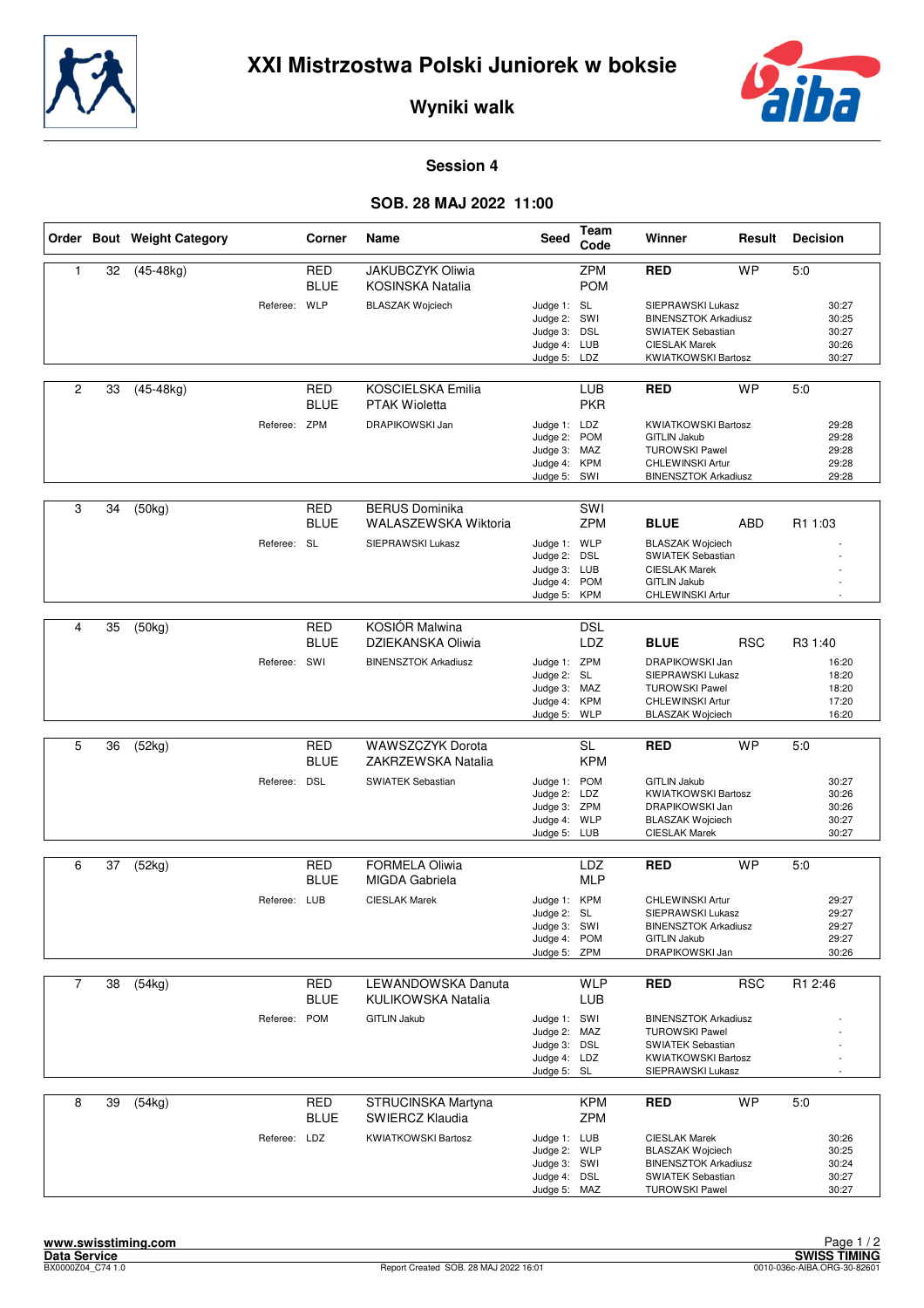# XXI Mistrzostwa Polski Juniorek w boksie

## Wyniki walk

### Session 4

### SOB. 28 MAJ 2022 11:00

| Order | Bout | Weight Category | Corner | Name | Seed | Team Code | Winner | Result | Decision |
|---|---|---|---|---|---|---|---|---|---|
| 1 | 32 | (45-48kg) | RED | JAKUBCZYK Oliwia | | ZPM | **RED** | WP | 5:0 |
| | | | BLUE | KOSINSKA Natalia | | POM | | | |
| | | Referee: | WLP | BLASZAK Wojciech | Judge 1: | SL | SIEPRAWSKI Lukasz | | 30:27 |
| | | | | | Judge 2: | SWI | BINENSZTOK Arkadiusz | | 30:25 |
| | | | | | Judge 3: | DSL | SWIATEK Sebastian | | 30:27 |
| | | | | | Judge 4: | LUB | CIESLAK Marek | | 30:26 |
| | | | | | Judge 5: | LDZ | KWIATKOWSKI Bartosz | | 30:27 |
| 2 | 33 | (45-48kg) | RED | KOSCIELSKA Emilia | | LUB | **RED** | WP | 5:0 |
| | | | BLUE | PTAK Wioletta | | PKR | | | |
| | | Referee: | ZPM | DRAPIKOWSKI Jan | Judge 1: | LDZ | KWIATKOWSKI Bartosz | | 29:28 |
| | | | | | Judge 2: | POM | GITLIN Jakub | | 29:28 |
| | | | | | Judge 3: | MAZ | TUROWSKI Pawel | | 29:28 |
| | | | | | Judge 4: | KPM | CHLEWINSKI Artur | | 29:28 |
| | | | | | Judge 5: | SWI | BINENSZTOK Arkadiusz | | 29:28 |
| 3 | 34 | (50kg) | RED | BERUS Dominika | | SWI | | | |
| | | | BLUE | WALASZEWSKA Wiktoria | | ZPM | **BLUE** | ABD | R1 1:03 |
| | | Referee: | SL | SIEPRAWSKI Lukasz | Judge 1: | WLP | BLASZAK Wojciech | | - |
| | | | | | Judge 2: | DSL | SWIATEK Sebastian | | - |
| | | | | | Judge 3: | LUB | CIESLAK Marek | | - |
| | | | | | Judge 4: | POM | GITLIN Jakub | | - |
| | | | | | Judge 5: | KPM | CHLEWINSKI Artur | | - |
| 4 | 35 | (50kg) | RED | KOSIÓR Malwina | | DSL | | | |
| | | | BLUE | DZIEKANSKA Oliwia | | LDZ | **BLUE** | RSC | R3 1:40 |
| | | Referee: | SWI | BINENSZTOK Arkadiusz | Judge 1: | ZPM | DRAPIKOWSKI Jan | | 16:20 |
| | | | | | Judge 2: | SL | SIEPRAWSKI Lukasz | | 18:20 |
| | | | | | Judge 3: | MAZ | TUROWSKI Pawel | | 18:20 |
| | | | | | Judge 4: | KPM | CHLEWINSKI Artur | | 17:20 |
| | | | | | Judge 5: | WLP | BLASZAK Wojciech | | 16:20 |
| 5 | 36 | (52kg) | RED | WAWSZCZYK Dorota | | SL | **RED** | WP | 5:0 |
| | | | BLUE | ZAKRZEWSKA Natalia | | KPM | | | |
| | | Referee: | DSL | SWIATEK Sebastian | Judge 1: | POM | GITLIN Jakub | | 30:27 |
| | | | | | Judge 2: | LDZ | KWIATKOWSKI Bartosz | | 30:26 |
| | | | | | Judge 3: | ZPM | DRAPIKOWSKI Jan | | 30:26 |
| | | | | | Judge 4: | WLP | BLASZAK Wojciech | | 30:27 |
| | | | | | Judge 5: | LUB | CIESLAK Marek | | 30:27 |
| 6 | 37 | (52kg) | RED | FORMELA Oliwia | | LDZ | **RED** | WP | 5:0 |
| | | | BLUE | MIGDA Gabriela | | MLP | | | |
| | | Referee: | LUB | CIESLAK Marek | Judge 1: | KPM | CHLEWINSKI Artur | | 29:27 |
| | | | | | Judge 2: | SL | SIEPRAWSKI Lukasz | | 29:27 |
| | | | | | Judge 3: | SWI | BINENSZTOK Arkadiusz | | 29:27 |
| | | | | | Judge 4: | POM | GITLIN Jakub | | 29:27 |
| | | | | | Judge 5: | ZPM | DRAPIKOWSKI Jan | | 30:26 |
| 7 | 38 | (54kg) | RED | LEWANDOWSKA Danuta | | WLP | **RED** | RSC | R1 2:46 |
| | | | BLUE | KULIKOWSKA Natalia | | LUB | | | |
| | | Referee: | POM | GITLIN Jakub | Judge 1: | SWI | BINENSZTOK Arkadiusz | | - |
| | | | | | Judge 2: | MAZ | TUROWSKI Pawel | | - |
| | | | | | Judge 3: | DSL | SWIATEK Sebastian | | - |
| | | | | | Judge 4: | LDZ | KWIATKOWSKI Bartosz | | - |
| | | | | | Judge 5: | SL | SIEPRAWSKI Lukasz | | - |
| 8 | 39 | (54kg) | RED | STRUCINSKA Martyna | | KPM | **RED** | WP | 5:0 |
| | | | BLUE | SWIERCZ Klaudia | | ZPM | | | |
| | | Referee: | LDZ | KWIATKOWSKI Bartosz | Judge 1: | LUB | CIESLAK Marek | | 30:26 |
| | | | | | Judge 2: | WLP | BLASZAK Wojciech | | 30:25 |
| | | | | | Judge 3: | SWI | BINENSZTOK Arkadiusz | | 30:24 |
| | | | | | Judge 4: | DSL | SWIATEK Sebastian | | 30:27 |
| | | | | | Judge 5: | MAZ | TUROWSKI Pawel | | 30:27 |

www.swisstiming.com
Data Service
BX0000Z04_C74 1.0

Report Created SOB. 28 MAJ 2022 16:01

SWISS TIMING
0010-036c-AIBA.ORG-30-82601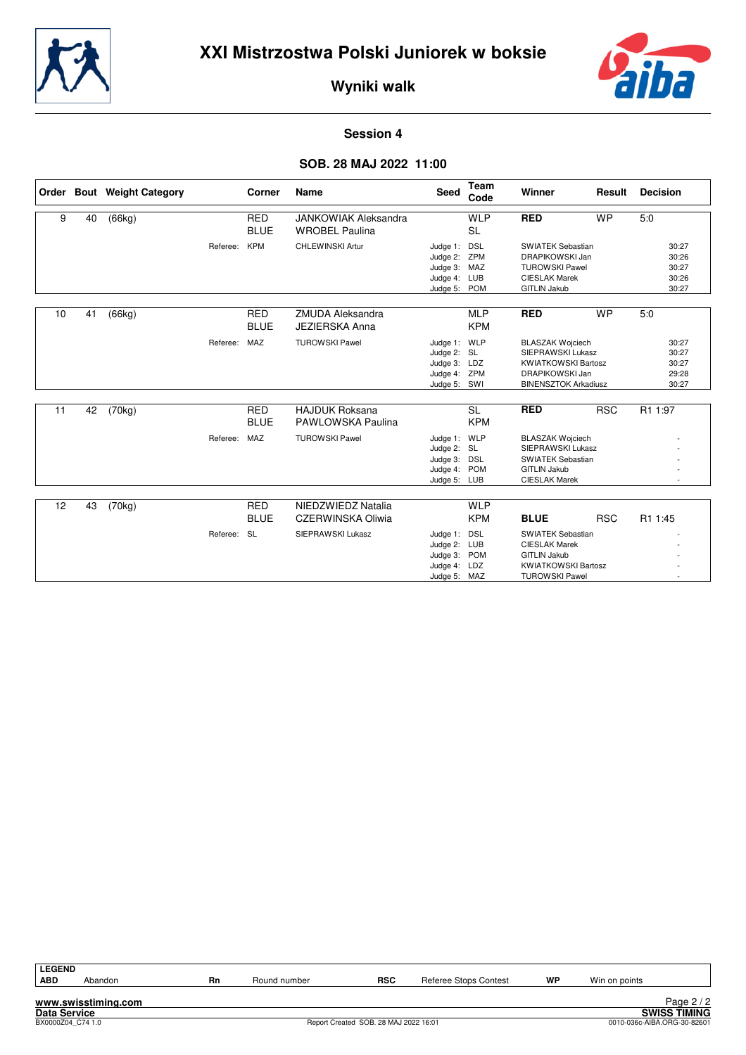# XXI Mistrzostwa Polski Juniorek w boksie

## Wyniki walk

### Session 4

### SOB. 28 MAJ 2022 11:00

| Order | Bout | Weight Category | Corner | Name | Seed | Team Code | Winner | Result | Decision |
|---|---|---|---|---|---|---|---|---|---|
| 9 | 40 | (66kg) | RED | JANKOWIAK Aleksandra | | WLP | **RED** | WP | 5:0 |
| | | | BLUE | WROBEL Paulina | | SL | | | |
| | | Referee: | KPM | CHLEWINSKI Artur | Judge 1: | DSL | SWIATEK Sebastian | | 30:27 |
| | | | | | Judge 2: | ZPM | DRAPIKOWSKI Jan | | 30:26 |
| | | | | | Judge 3: | MAZ | TUROWSKI Pawel | | 30:27 |
| | | | | | Judge 4: | LUB | CIESLAK Marek | | 30:26 |
| | | | | | Judge 5: | POM | GITLIN Jakub | | 30:27 |
| 10 | 41 | (66kg) | RED | ZMUDA Aleksandra | | MLP | **RED** | WP | 5:0 |
| | | | BLUE | JEZIERSKA Anna | | KPM | | | |
| | | Referee: | MAZ | TUROWSKI Pawel | Judge 1: | WLP | BLASZAK Wojciech | | 30:27 |
| | | | | | Judge 2: | SL | SIEPRAWSKI Lukasz | | 30:27 |
| | | | | | Judge 3: | LDZ | KWIATKOWSKI Bartosz | | 30:27 |
| | | | | | Judge 4: | ZPM | DRAPIKOWSKI Jan | | 29:28 |
| | | | | | Judge 5: | SWI | BINENSZTOK Arkadiusz | | 30:27 |
| 11 | 42 | (70kg) | RED | HAJDUK Roksana | | SL | **RED** | RSC | R1 1:97 |
| | | | BLUE | PAWLOWSKA Paulina | | KPM | | | |
| | | Referee: | MAZ | TUROWSKI Pawel | Judge 1: | WLP | BLASZAK Wojciech | | - |
| | | | | | Judge 2: | SL | SIEPRAWSKI Lukasz | | - |
| | | | | | Judge 3: | DSL | SWIATEK Sebastian | | - |
| | | | | | Judge 4: | POM | GITLIN Jakub | | - |
| | | | | | Judge 5: | LUB | CIESLAK Marek | | - |
| 12 | 43 | (70kg) | RED | NIEDZWIEDZ Natalia | | WLP | | | |
| | | | BLUE | CZERWINSKA Oliwia | | KPM | **BLUE** | RSC | R1 1:45 |
| | | Referee: | SL | SIEPRAWSKI Lukasz | Judge 1: | DSL | SWIATEK Sebastian | | - |
| | | | | | Judge 2: | LUB | CIESLAK Marek | | - |
| | | | | | Judge 3: | POM | GITLIN Jakub | | - |
| | | | | | Judge 4: | LDZ | KWIATKOWSKI Bartosz | | - |
| | | | | | Judge 5: | MAZ | TUROWSKI Pawel | | - |

| LEGEND | | | | | | | |
|---|---|---|---|---|---|---|---|
| ABD | Abandon | Rn | Round number | RSC | Referee Stops Contest | WP | Win on points |

www.swisstiming.com
Data Service
BX0000Z04_C74 1.0

Report Created SOB. 28 MAJ 2022 16:01

SWISS TIMING
0010-036c-AIBA.ORG-30-82601